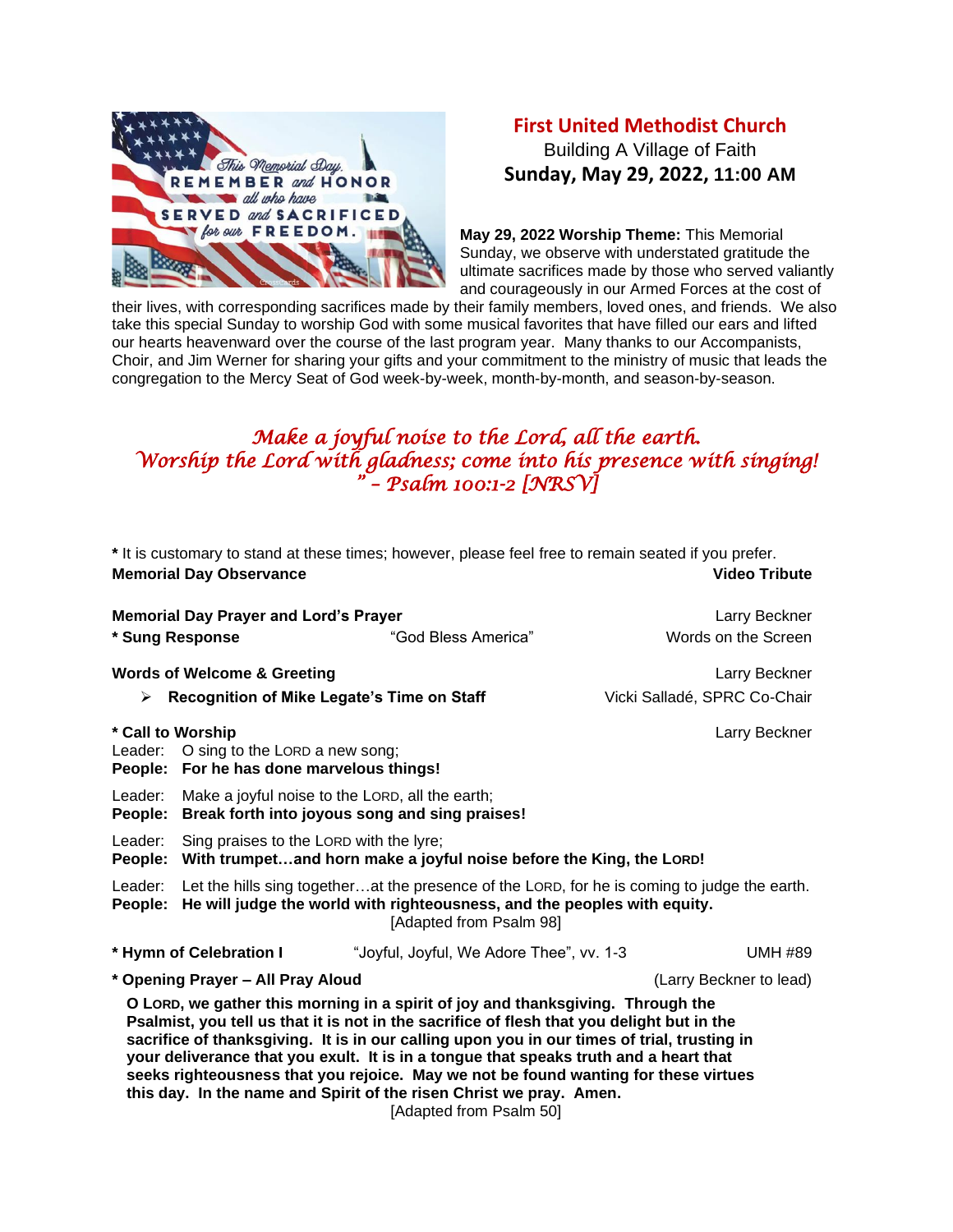# First United Methodist Church

Building A Village of Faith

**Sunday, May 29, 2022, 11:00 AM**

**May 29, 2022 Worship Theme:** This Memorial Sunday, we observe with understated gratitude the ultimate sacrifices made by those who served valiantly and courageously in our Armed Forces at the cost of their lives, with corresponding sacrifices made by their family members, loved ones, and friends. We also take this special Sunday to worship God with some musical favorites that have filled our ears and lifted our hearts heavenward over the course of the last program year. Many thanks to our Accompanists, Choir, and Jim Werner for sharing your gifts and your commitment to the ministry of music that leads the congregation to the Mercy Seat of God week-by-week, month-by-month, and season-by-season.

*Make a joyful noise to the Lord, all the earth.*
*Worship the Lord with gladness; come into his presence with singing!*
*" – Psalm 100:1-2 [NRSV]*

**\*** It is customary to stand at these times; however, please feel free to remain seated if you prefer.

**Memorial Day Observance** — **Video Tribute**

**Memorial Day Prayer and Lord's Prayer** — Larry Beckner

**\* Sung Response** — "God Bless America" — Words on the Screen

**Words of Welcome & Greeting** — Larry Beckner

- **Recognition of Mike Legate's Time on Staff** — Vicki Salladé, SPRC Co-Chair

**\* Call to Worship** — Larry Beckner

Leader: O sing to the LORD a new song;
**People: For he has done marvelous things!**

Leader: Make a joyful noise to the LORD, all the earth;
**People: Break forth into joyous song and sing praises!**

Leader: Sing praises to the LORD with the lyre;
**People: With trumpet…and horn make a joyful noise before the King, the LORD!**

Leader: Let the hills sing together…at the presence of the LORD, for he is coming to judge the earth.
**People: He will judge the world with righteousness, and the peoples with equity.**

[Adapted from Psalm 98]

**\* Hymn of Celebration I** — "Joyful, Joyful, We Adore Thee", vv. 1-3 — UMH #89

**\* Opening Prayer – All Pray Aloud** — (Larry Beckner to lead)

**O LORD, we gather this morning in a spirit of joy and thanksgiving. Through the Psalmist, you tell us that it is not in the sacrifice of flesh that you delight but in the sacrifice of thanksgiving. It is in our calling upon you in our times of trial, trusting in your deliverance that you exult. It is in a tongue that speaks truth and a heart that seeks righteousness that you rejoice. May we not be found wanting for these virtues this day. In the name and Spirit of the risen Christ we pray. Amen.**

[Adapted from Psalm 50]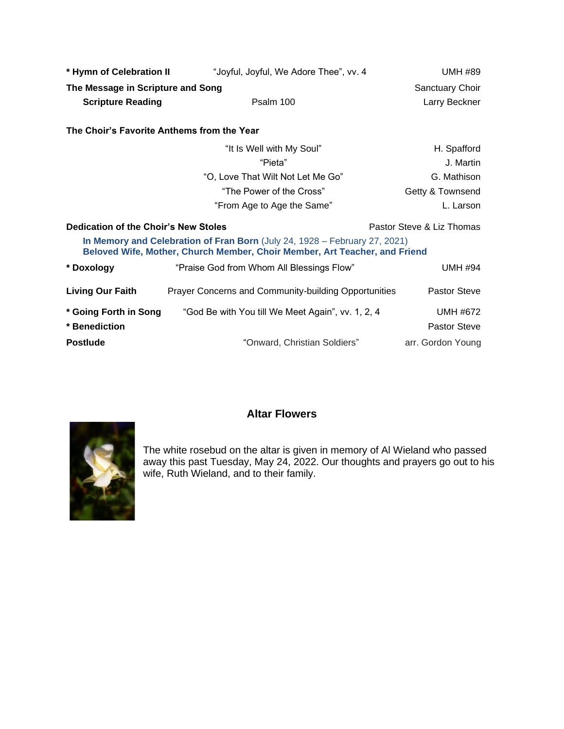**\* Hymn of Celebration II** — "Joyful, Joyful, We Adore Thee", vv. 4 — UMH #89

**The Message in Scripture and Song** — Sanctuary Choir

**Scripture Reading** — Psalm 100 — Larry Beckner

**The Choir's Favorite Anthems from the Year**

| | |
|---|---|
| "It Is Well with My Soul" | H. Spafford |
| "Pieta" | J. Martin |
| "O, Love That Wilt Not Let Me Go" | G. Mathison |
| "The Power of the Cross" | Getty & Townsend |
| "From Age to Age the Same" | L. Larson |

**Dedication of the Choir's New Stoles** — Pastor Steve & Liz Thomas

**In Memory and Celebration of Fran Born** (July 24, 1928 – February 27, 2021)
**Beloved Wife, Mother, Church Member, Choir Member, Art Teacher, and Friend**

**\* Doxology** — "Praise God from Whom All Blessings Flow" — UMH #94

**Living Our Faith** — Prayer Concerns and Community-building Opportunities — Pastor Steve

**\* Going Forth in Song** — "God Be with You till We Meet Again", vv. 1, 2, 4 — UMH #672

**\* Benediction** — Pastor Steve

**Postlude** — "Onward, Christian Soldiers" — arr. Gordon Young

## Altar Flowers

The white rosebud on the altar is given in memory of Al Wieland who passed away this past Tuesday, May 24, 2022. Our thoughts and prayers go out to his wife, Ruth Wieland, and to their family.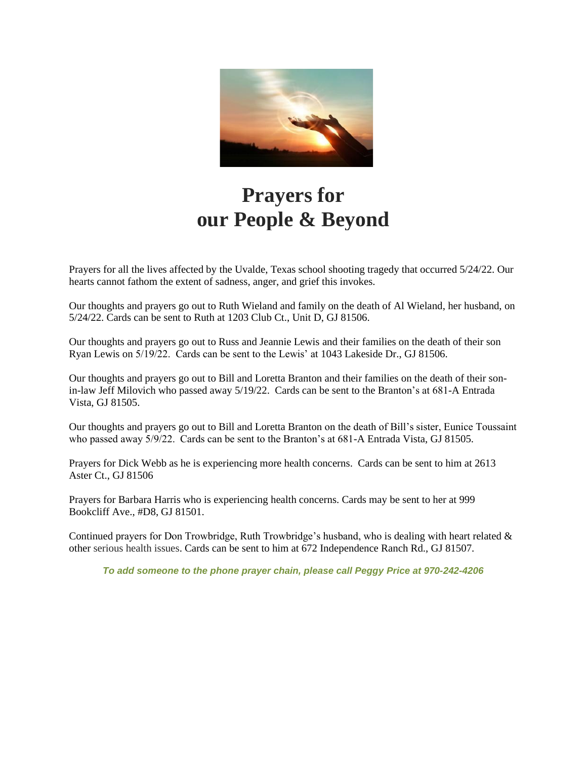# Prayers for our People & Beyond

Prayers for all the lives affected by the Uvalde, Texas school shooting tragedy that occurred 5/24/22. Our hearts cannot fathom the extent of sadness, anger, and grief this invokes.

Our thoughts and prayers go out to Ruth Wieland and family on the death of Al Wieland, her husband, on 5/24/22. Cards can be sent to Ruth at 1203 Club Ct., Unit D, GJ 81506.

Our thoughts and prayers go out to Russ and Jeannie Lewis and their families on the death of their son Ryan Lewis on 5/19/22. Cards can be sent to the Lewis' at 1043 Lakeside Dr., GJ 81506.

Our thoughts and prayers go out to Bill and Loretta Branton and their families on the death of their son-in-law Jeff Milovich who passed away 5/19/22. Cards can be sent to the Branton's at 681-A Entrada Vista, GJ 81505.

Our thoughts and prayers go out to Bill and Loretta Branton on the death of Bill's sister, Eunice Toussaint who passed away 5/9/22. Cards can be sent to the Branton's at 681-A Entrada Vista, GJ 81505.

Prayers for Dick Webb as he is experiencing more health concerns. Cards can be sent to him at 2613 Aster Ct., GJ 81506

Prayers for Barbara Harris who is experiencing health concerns. Cards may be sent to her at 999 Bookcliff Ave., #D8, GJ 81501.

Continued prayers for Don Trowbridge, Ruth Trowbridge's husband, who is dealing with heart related & other serious health issues. Cards can be sent to him at 672 Independence Ranch Rd., GJ 81507.

***To add someone to the phone prayer chain, please call Peggy Price at 970-242-4206***